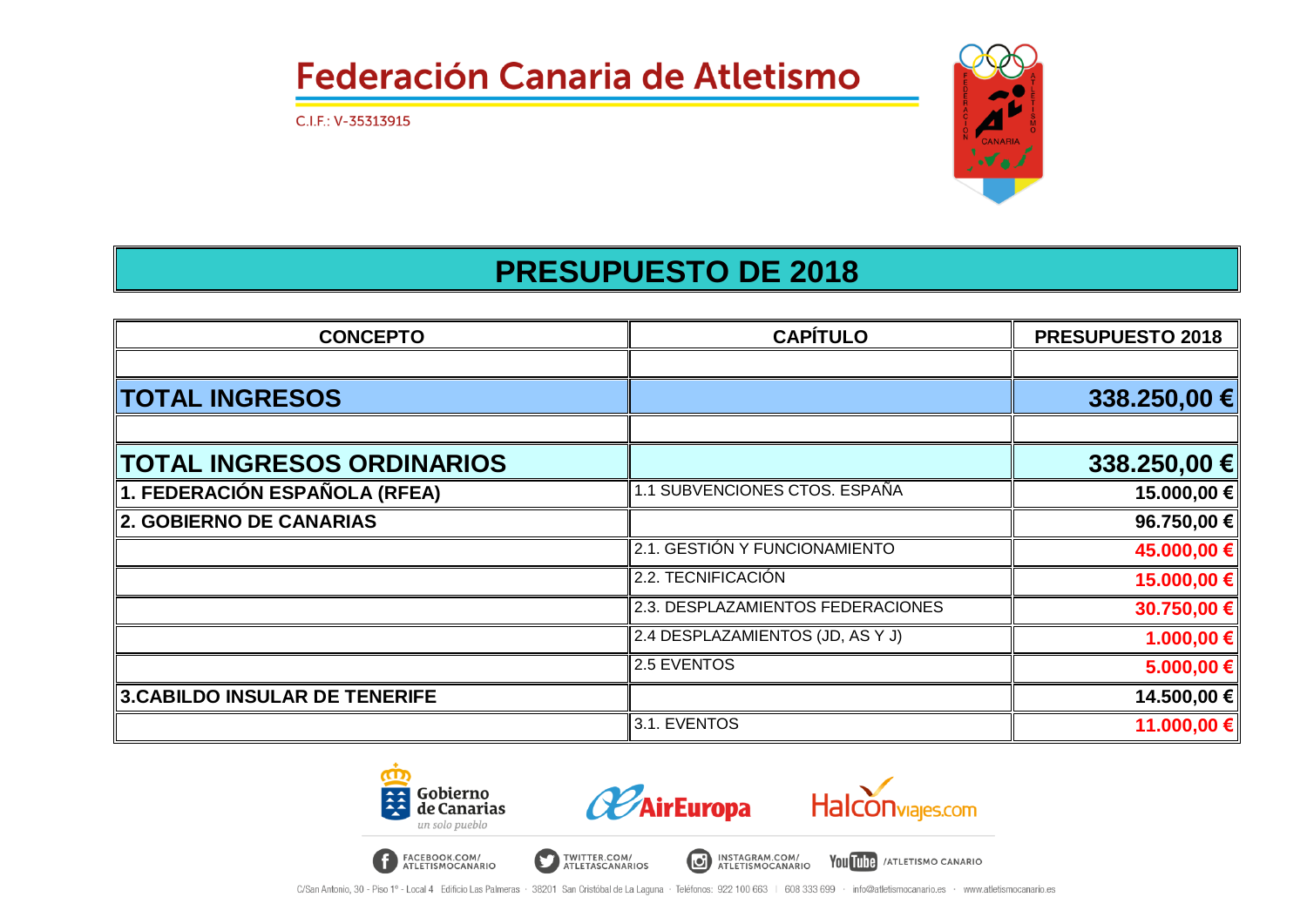# Federación Canaria de Atletismo

C.I.F.: V-35313915

## PRESUPUESTO DE 2018

| CONCEPTO | CAPÍTULO | PRESUPUESTO 2018 |
|---|---|---|
| | | |
| **TOTAL INGRESOS** | | **338.250,00 €** |
| | | |
| **TOTAL INGRESOS ORDINARIOS** | | **338.250,00 €** |
| **1. FEDERACIÓN ESPAÑOLA (RFEA)** | 1.1 SUBVENCIONES CTOS. ESPAÑA | **15.000,00 €** |
| **2. GOBIERNO DE CANARIAS** | | **96.750,00 €** |
| | 2.1. GESTIÓN Y FUNCIONAMIENTO | **45.000,00 €** |
| | 2.2. TECNIFICACIÓN | **15.000,00 €** |
| | 2.3. DESPLAZAMIENTOS FEDERACIONES | **30.750,00 €** |
| | 2.4 DESPLAZAMIENTOS (JD, AS Y J) | **1.000,00 €** |
| | 2.5 EVENTOS | **5.000,00 €** |
| **3.CABILDO INSULAR DE TENERIFE** | | **14.500,00 €** |
| | 3.1. EVENTOS | **11.000,00 €** |

Gobierno de Canarias — un solo pueblo · AirEuropa · Halcón viajes.com

FACEBOOK.COM/ATLETISMOCANARIO · TWITTER.COM/ATLETASCANARIOS · INSTAGRAM.COM/ATLETISMOCANARIO · YouTube /ATLETISMO CANARIO

C/San Antonio, 30 - Piso 1º - Local 4 Edificio Las Palmeras · 38201 San Cristóbal de La Laguna · Teléfonos: 922 100 663 | 608 333 699 · info@atletismocanario.es · www.atletismocanario.es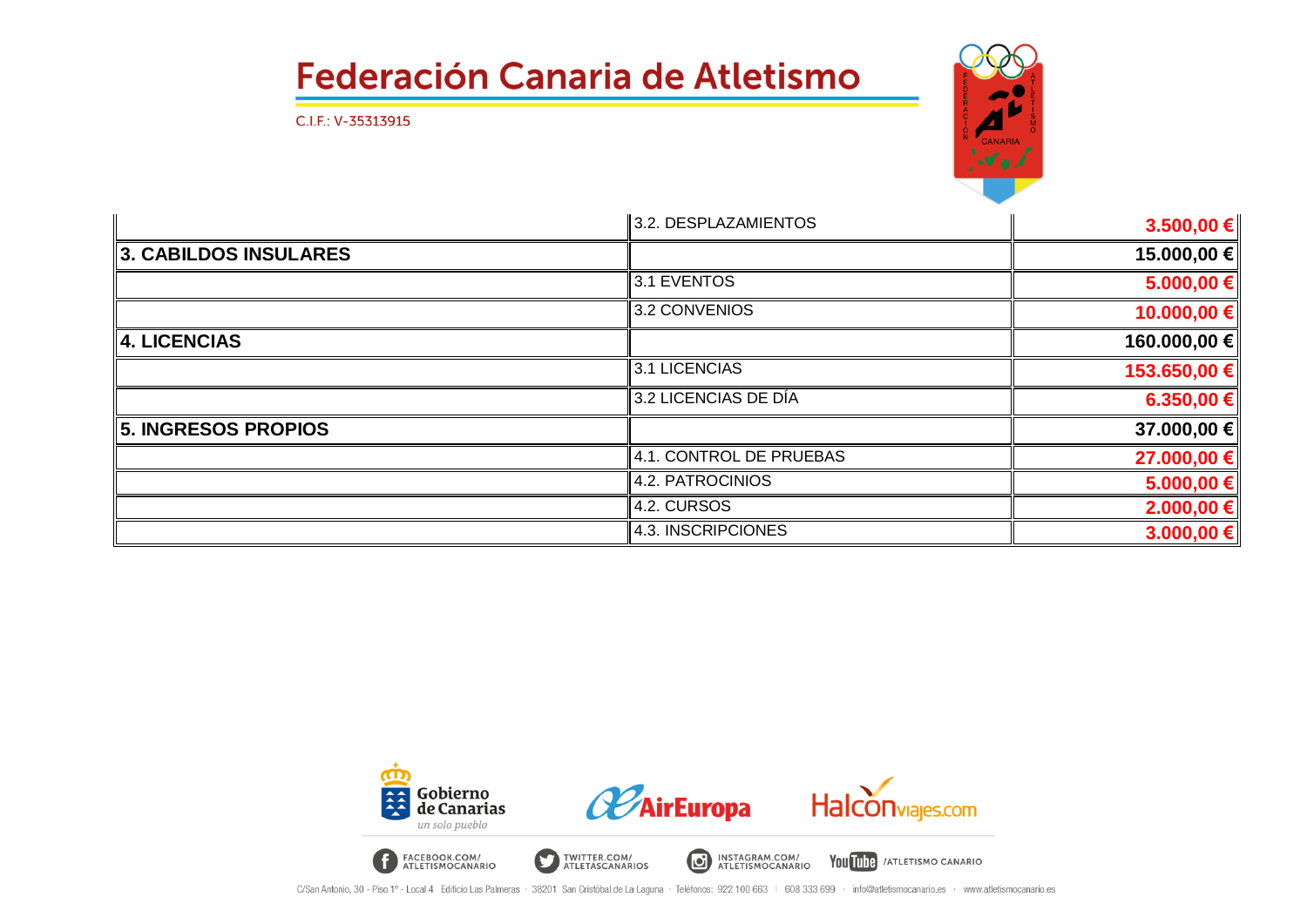| | | |
|---|---|---|
| | 3.2. DESPLAZAMIENTOS | **3.500,00 €** |
| **3. CABILDOS INSULARES** | | **15.000,00 €** |
| | 3.1 EVENTOS | **5.000,00 €** |
| | 3.2 CONVENIOS | **10.000,00 €** |
| **4. LICENCIAS** | | **160.000,00 €** |
| | 3.1 LICENCIAS | **153.650,00 €** |
| | 3.2 LICENCIAS DE DÍA | **6.350,00 €** |
| **5. INGRESOS PROPIOS** | | **37.000,00 €** |
| | 4.1. CONTROL DE PRUEBAS | **27.000,00 €** |
| | 4.2. PATROCINIOS | **5.000,00 €** |
| | 4.2. CURSOS | **2.000,00 €** |
| | 4.3. INSCRIPCIONES | **3.000,00 €** |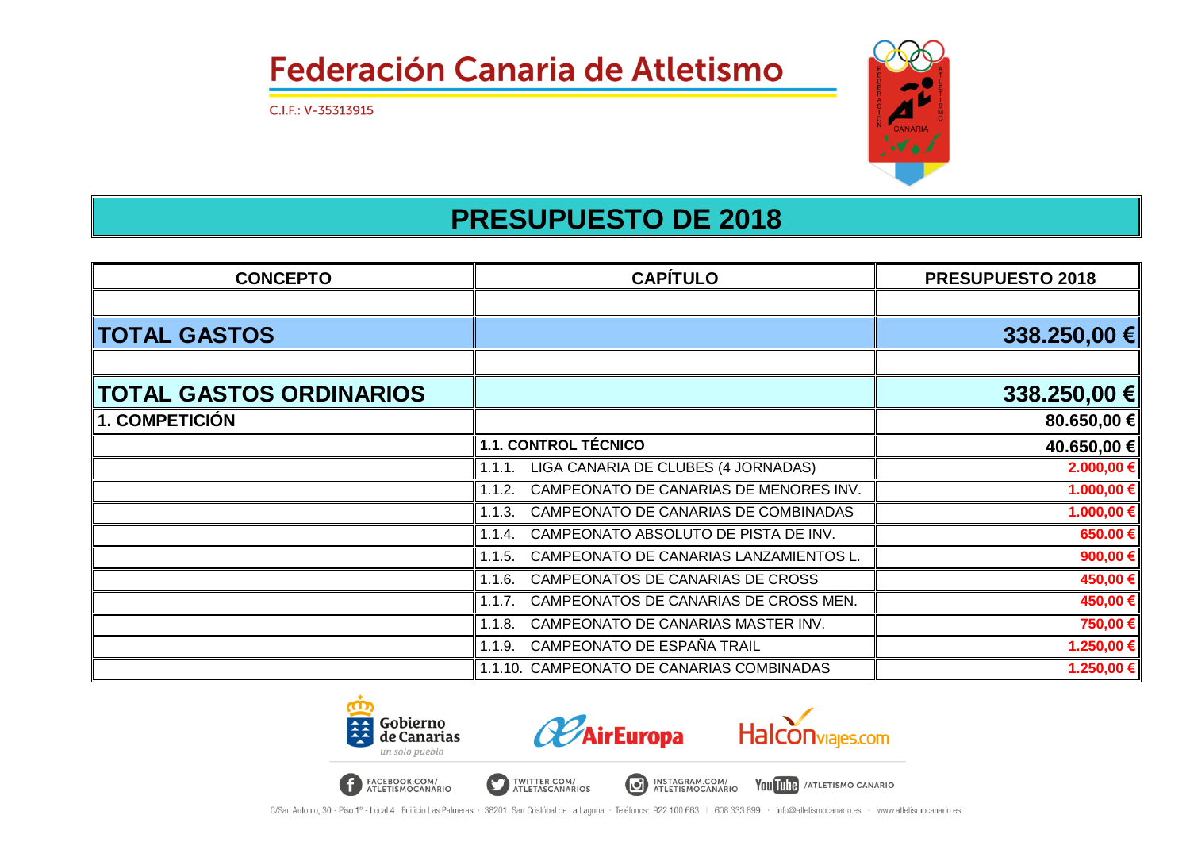# Federación Canaria de Atletismo

C.I.F.: V-35313915

## PRESUPUESTO DE 2018

| CONCEPTO | CAPÍTULO | PRESUPUESTO 2018 |
|---|---|---|
| | | |
| **TOTAL GASTOS** | | **338.250,00 €** |
| | | |
| **TOTAL GASTOS ORDINARIOS** | | **338.250,00 €** |
| **1. COMPETICIÓN** | | **80.650,00 €** |
| | **1.1. CONTROL TÉCNICO** | **40.650,00 €** |
| | 1.1.1. LIGA CANARIA DE CLUBES (4 JORNADAS) | 2.000,00 € |
| | 1.1.2. CAMPEONATO DE CANARIAS DE MENORES INV. | 1.000,00 € |
| | 1.1.3. CAMPEONATO DE CANARIAS DE COMBINADAS | 1.000,00 € |
| | 1.1.4. CAMPEONATO ABSOLUTO DE PISTA DE INV. | 650.00 € |
| | 1.1.5. CAMPEONATO DE CANARIAS LANZAMIENTOS L. | 900,00 € |
| | 1.1.6. CAMPEONATOS DE CANARIAS DE CROSS | 450,00 € |
| | 1.1.7. CAMPEONATOS DE CANARIAS DE CROSS MEN. | 450,00 € |
| | 1.1.8. CAMPEONATO DE CANARIAS MASTER INV. | 750,00 € |
| | 1.1.9. CAMPEONATO DE ESPAÑA TRAIL | 1.250,00 € |
| | 1.1.10. CAMPEONATO DE CANARIAS COMBINADAS | 1.250,00 € |

Gobierno de Canarias — un solo pueblo · AirEuropa · Halcón viajes.com

FACEBOOK.COM/ATLETISMOCANARIO · TWITTER.COM/ATLETASCANARIOS · INSTAGRAM.COM/ATLETISMOCANARIO · YouTube /ATLETISMO CANARIO

C/San Antonio, 30 - Piso 1º - Local 4 Edificio Las Palmeras · 38201 San Cristóbal de La Laguna · Teléfonos: 922 100 663 | 608 333 699 · info@atletismocanario.es · www.atletismocanario.es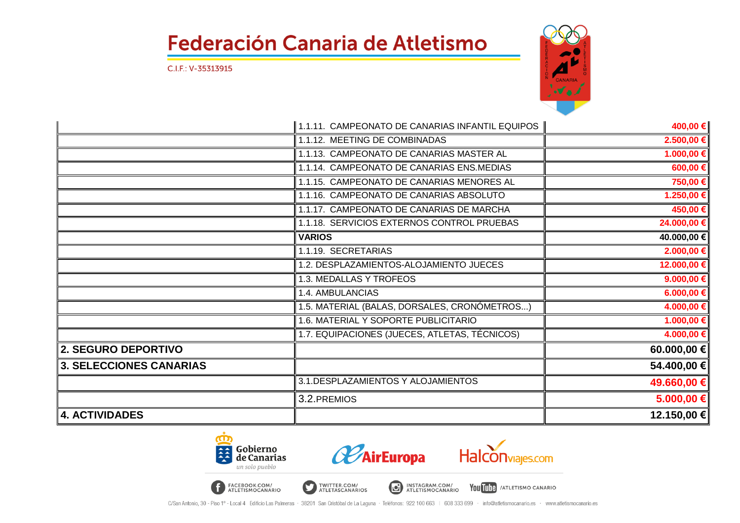| | | |
|---|---|---|
| | 1.1.11. CAMPEONATO DE CANARIAS INFANTIL EQUIPOS | 400,00 € |
| | 1.1.12. MEETING DE COMBINADAS | 2.500,00 € |
| | 1.1.13. CAMPEONATO DE CANARIAS MASTER AL | 1.000,00 € |
| | 1.1.14. CAMPEONATO DE CANARIAS ENS.MEDIAS | 600,00 € |
| | 1.1.15. CAMPEONATO DE CANARIAS MENORES AL | 750,00 € |
| | 1.1.16. CAMPEONATO DE CANARIAS ABSOLUTO | 1.250,00 € |
| | 1.1.17. CAMPEONATO DE CANARIAS DE MARCHA | 450,00 € |
| | 1.1.18. SERVICIOS EXTERNOS CONTROL PRUEBAS | 24.000,00 € |
| | **VARIOS** | **40.000,00 €** |
| | 1.1.19. SECRETARIAS | 2.000,00 € |
| | 1.2. DESPLAZAMIENTOS-ALOJAMIENTO JUECES | 12.000,00 € |
| | 1.3. MEDALLAS Y TROFEOS | 9.000,00 € |
| | 1.4. AMBULANCIAS | 6.000,00 € |
| | 1.5. MATERIAL (BALAS, DORSALES, CRONÓMETROS...) | 4.000,00 € |
| | 1.6. MATERIAL Y SOPORTE PUBLICITARIO | 1.000,00 € |
| | 1.7. EQUIPACIONES (JUECES, ATLETAS, TÉCNICOS) | 4.000,00 € |
| **2. SEGURO DEPORTIVO** | | **60.000,00 €** |
| **3. SELECCIONES CANARIAS** | | **54.400,00 €** |
| | 3.1.DESPLAZAMIENTOS Y ALOJAMIENTOS | 49.660,00 € |
| | 3.2.PREMIOS | 5.000,00 € |
| **4. ACTIVIDADES** | | **12.150,00 €** |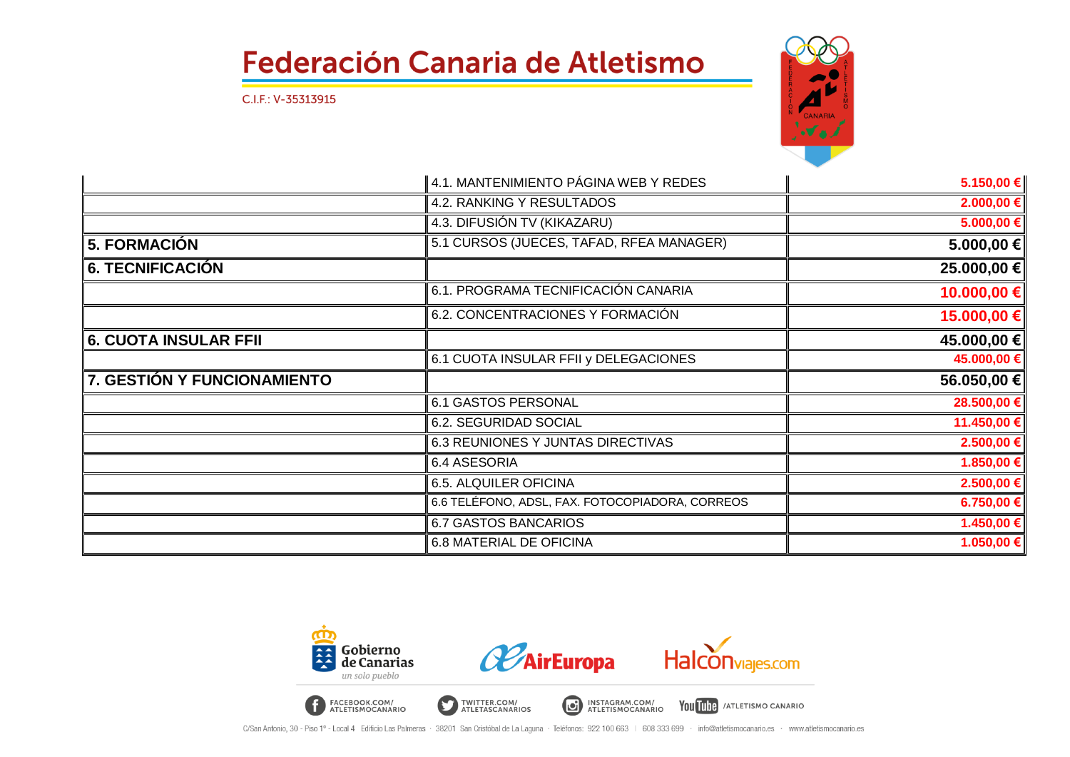| | | |
|---|---|---|
| | 4.1. MANTENIMIENTO PÁGINA WEB Y REDES | 5.150,00 € |
| | 4.2. RANKING Y RESULTADOS | 2.000,00 € |
| | 4.3. DIFUSIÓN TV (KIKAZARU) | 5.000,00 € |
| **5. FORMACIÓN** | 5.1 CURSOS (JUECES, TAFAD, RFEA MANAGER) | **5.000,00 €** |
| **6. TECNIFICACIÓN** | | **25.000,00 €** |
| | 6.1. PROGRAMA TECNIFICACIÓN CANARIA | 10.000,00 € |
| | 6.2. CONCENTRACIONES Y FORMACIÓN | 15.000,00 € |
| **6. CUOTA INSULAR FFII** | | **45.000,00 €** |
| | 6.1 CUOTA INSULAR FFII y DELEGACIONES | 45.000,00 € |
| **7. GESTIÓN Y FUNCIONAMIENTO** | | **56.050,00 €** |
| | 6.1 GASTOS PERSONAL | 28.500,00 € |
| | 6.2. SEGURIDAD SOCIAL | 11.450,00 € |
| | 6.3 REUNIONES Y JUNTAS DIRECTIVAS | 2.500,00 € |
| | 6.4 ASESORIA | 1.850,00 € |
| | 6.5. ALQUILER OFICINA | 2.500,00 € |
| | 6.6 TELÉFONO, ADSL, FAX. FOTOCOPIADORA, CORREOS | 6.750,00 € |
| | 6.7 GASTOS BANCARIOS | 1.450,00 € |
| | 6.8 MATERIAL DE OFICINA | 1.050,00 € |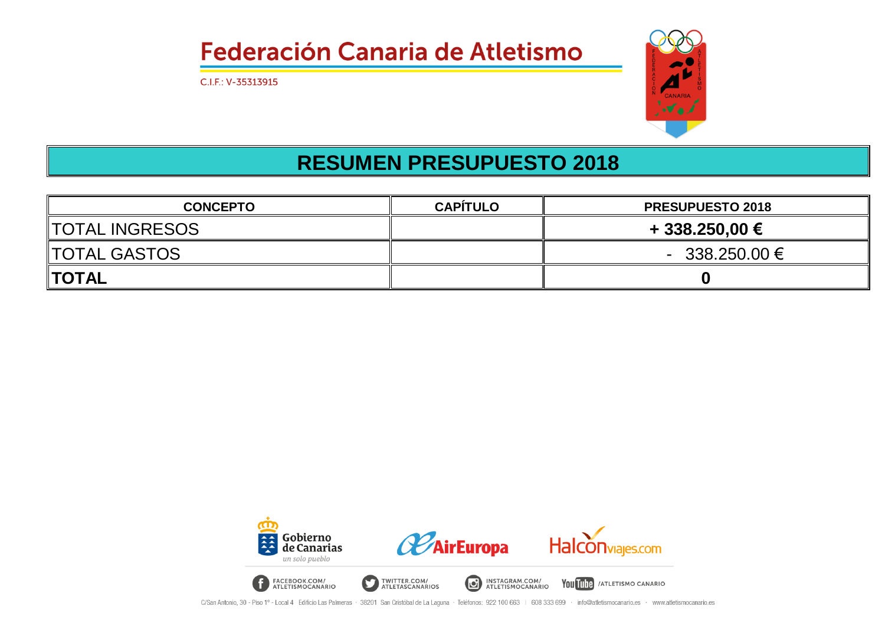# Federación Canaria de Atletismo

C.I.F.: V-35313915

## RESUMEN PRESUPUESTO 2018

| CONCEPTO | CAPÍTULO | PRESUPUESTO 2018 |
|---|---|---|
| TOTAL INGRESOS | | **+ 338.250,00 €** |
| TOTAL GASTOS | | - 338.250.00 € |
| **TOTAL** | | **0** |

C/San Antonio, 30 - Piso 1º - Local 4 Edificio Las Palmeras · 38201 San Cristóbal de La Laguna · Teléfonos: 922 100 663 | 608 333 699 · info@atletismocanario.es · www.atletismocanario.es